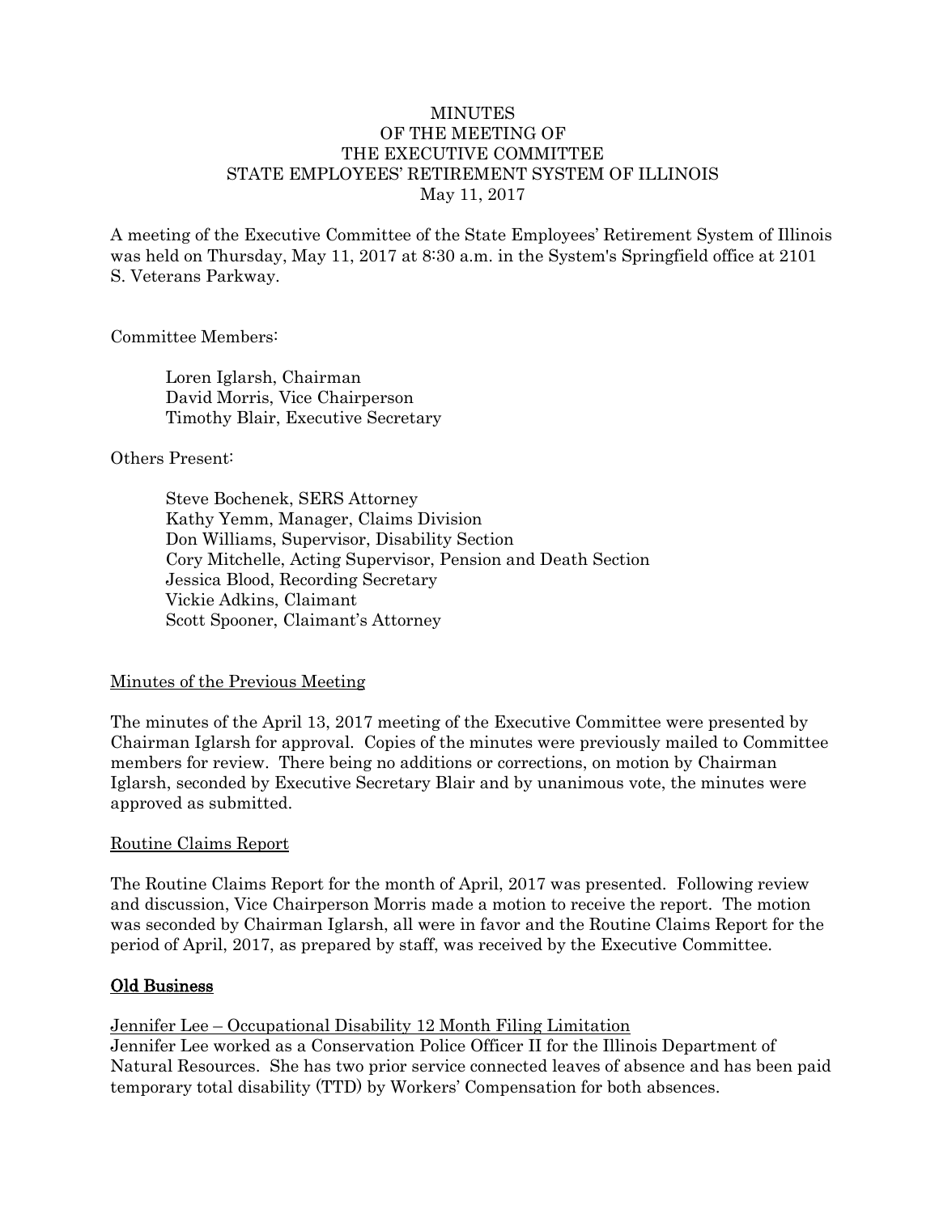# MINUTES
# OF THE MEETING OF
# THE EXECUTIVE COMMITTEE
# STATE EMPLOYEES' RETIREMENT SYSTEM OF ILLINOIS
May 11, 2017

A meeting of the Executive Committee of the State Employees' Retirement System of Illinois was held on Thursday, May 11, 2017 at 8:30 a.m. in the System's Springfield office at 2101 S. Veterans Parkway.

Committee Members:

Loren Iglarsh, Chairman
David Morris, Vice Chairperson
Timothy Blair, Executive Secretary

Others Present:

Steve Bochenek, SERS Attorney
Kathy Yemm, Manager, Claims Division
Don Williams, Supervisor, Disability Section
Cory Mitchelle, Acting Supervisor, Pension and Death Section
Jessica Blood, Recording Secretary
Vickie Adkins, Claimant
Scott Spooner, Claimant's Attorney

## Minutes of the Previous Meeting

The minutes of the April 13, 2017 meeting of the Executive Committee were presented by Chairman Iglarsh for approval. Copies of the minutes were previously mailed to Committee members for review. There being no additions or corrections, on motion by Chairman Iglarsh, seconded by Executive Secretary Blair and by unanimous vote, the minutes were approved as submitted.

## Routine Claims Report

The Routine Claims Report for the month of April, 2017 was presented. Following review and discussion, Vice Chairperson Morris made a motion to receive the report. The motion was seconded by Chairman Iglarsh, all were in favor and the Routine Claims Report for the period of April, 2017, as prepared by staff, was received by the Executive Committee.

## Old Business

### Jennifer Lee – Occupational Disability 12 Month Filing Limitation

Jennifer Lee worked as a Conservation Police Officer II for the Illinois Department of Natural Resources. She has two prior service connected leaves of absence and has been paid temporary total disability (TTD) by Workers' Compensation for both absences.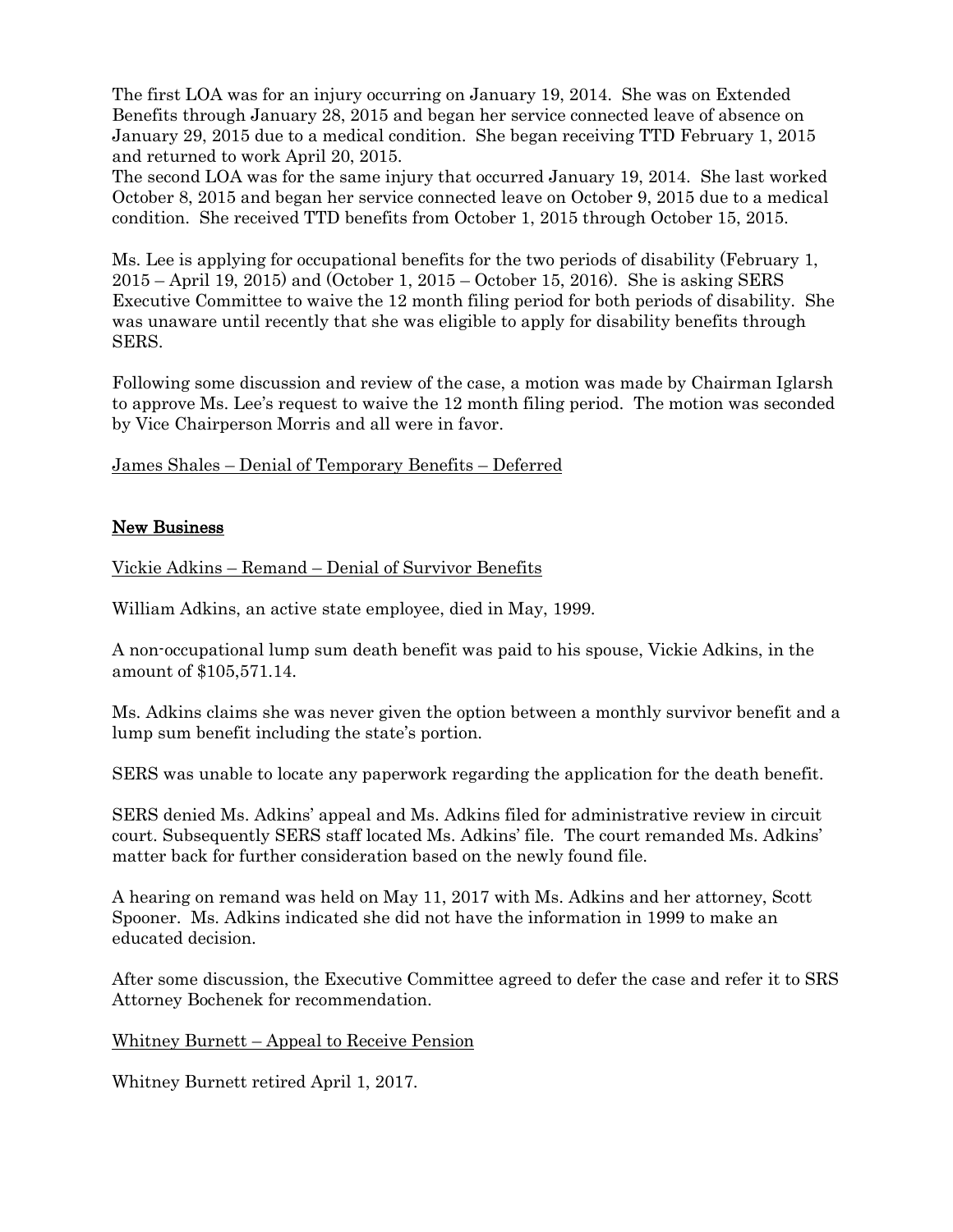The first LOA was for an injury occurring on January 19, 2014. She was on Extended Benefits through January 28, 2015 and began her service connected leave of absence on January 29, 2015 due to a medical condition. She began receiving TTD February 1, 2015 and returned to work April 20, 2015.
The second LOA was for the same injury that occurred January 19, 2014. She last worked October 8, 2015 and began her service connected leave on October 9, 2015 due to a medical condition. She received TTD benefits from October 1, 2015 through October 15, 2015.

Ms. Lee is applying for occupational benefits for the two periods of disability (February 1, 2015 – April 19, 2015) and (October 1, 2015 – October 15, 2016). She is asking SERS Executive Committee to waive the 12 month filing period for both periods of disability. She was unaware until recently that she was eligible to apply for disability benefits through SERS.

Following some discussion and review of the case, a motion was made by Chairman Iglarsh to approve Ms. Lee's request to waive the 12 month filing period. The motion was seconded by Vice Chairperson Morris and all were in favor.

<u>James Shales – Denial of Temporary Benefits – Deferred</u>

## New Business

<u>Vickie Adkins – Remand – Denial of Survivor Benefits</u>

William Adkins, an active state employee, died in May, 1999.

A non-occupational lump sum death benefit was paid to his spouse, Vickie Adkins, in the amount of $105,571.14.

Ms. Adkins claims she was never given the option between a monthly survivor benefit and a lump sum benefit including the state's portion.

SERS was unable to locate any paperwork regarding the application for the death benefit.

SERS denied Ms. Adkins' appeal and Ms. Adkins filed for administrative review in circuit court. Subsequently SERS staff located Ms. Adkins' file. The court remanded Ms. Adkins' matter back for further consideration based on the newly found file.

A hearing on remand was held on May 11, 2017 with Ms. Adkins and her attorney, Scott Spooner. Ms. Adkins indicated she did not have the information in 1999 to make an educated decision.

After some discussion, the Executive Committee agreed to defer the case and refer it to SRS Attorney Bochenek for recommendation.

<u>Whitney Burnett – Appeal to Receive Pension</u>

Whitney Burnett retired April 1, 2017.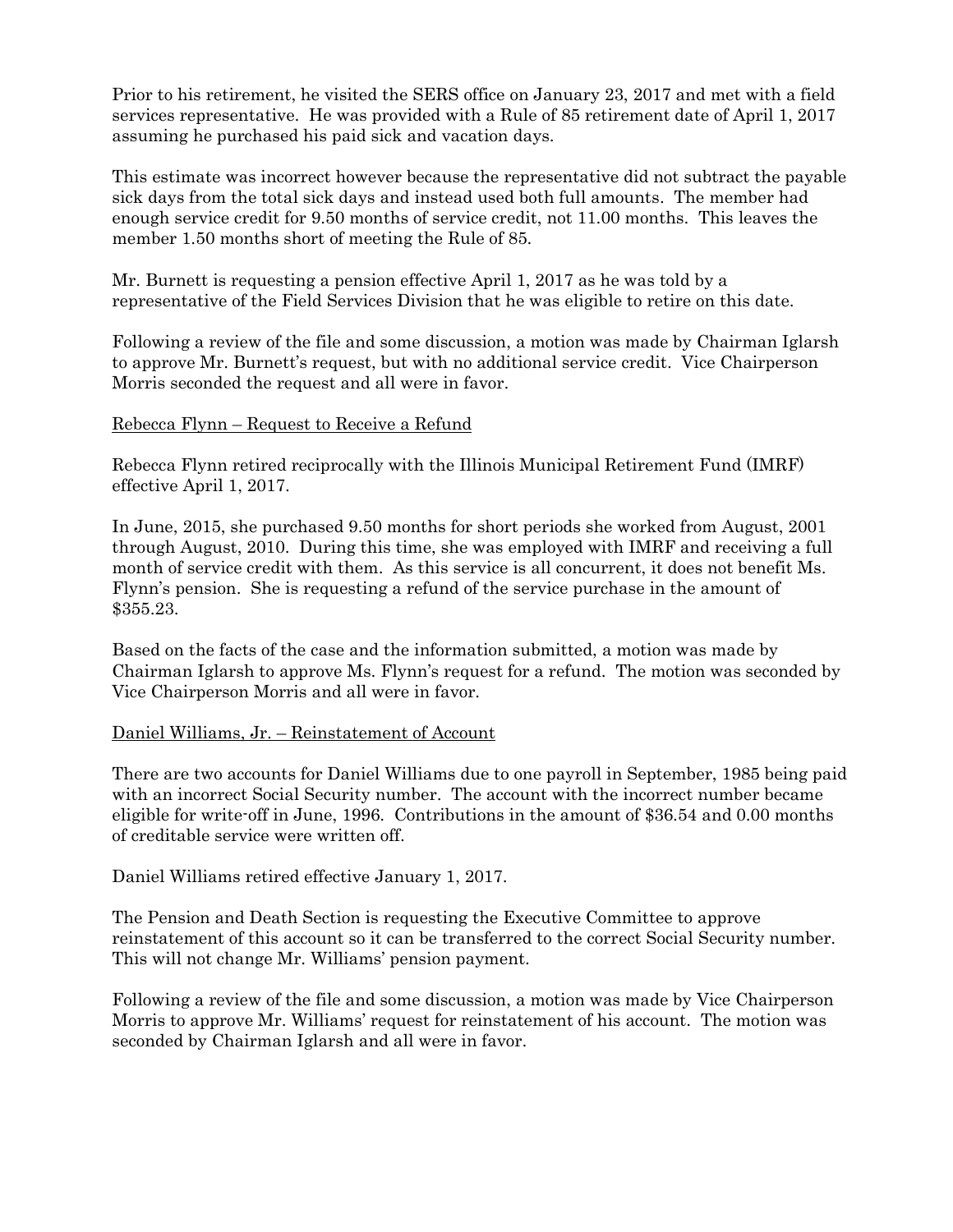Prior to his retirement, he visited the SERS office on January 23, 2017 and met with a field services representative. He was provided with a Rule of 85 retirement date of April 1, 2017 assuming he purchased his paid sick and vacation days.

This estimate was incorrect however because the representative did not subtract the payable sick days from the total sick days and instead used both full amounts. The member had enough service credit for 9.50 months of service credit, not 11.00 months. This leaves the member 1.50 months short of meeting the Rule of 85.

Mr. Burnett is requesting a pension effective April 1, 2017 as he was told by a representative of the Field Services Division that he was eligible to retire on this date.

Following a review of the file and some discussion, a motion was made by Chairman Iglarsh to approve Mr. Burnett's request, but with no additional service credit. Vice Chairperson Morris seconded the request and all were in favor.

<u>Rebecca Flynn – Request to Receive a Refund</u>

Rebecca Flynn retired reciprocally with the Illinois Municipal Retirement Fund (IMRF) effective April 1, 2017.

In June, 2015, she purchased 9.50 months for short periods she worked from August, 2001 through August, 2010. During this time, she was employed with IMRF and receiving a full month of service credit with them. As this service is all concurrent, it does not benefit Ms. Flynn's pension. She is requesting a refund of the service purchase in the amount of $355.23.

Based on the facts of the case and the information submitted, a motion was made by Chairman Iglarsh to approve Ms. Flynn's request for a refund. The motion was seconded by Vice Chairperson Morris and all were in favor.

<u>Daniel Williams, Jr. – Reinstatement of Account</u>

There are two accounts for Daniel Williams due to one payroll in September, 1985 being paid with an incorrect Social Security number. The account with the incorrect number became eligible for write-off in June, 1996. Contributions in the amount of $36.54 and 0.00 months of creditable service were written off.

Daniel Williams retired effective January 1, 2017.

The Pension and Death Section is requesting the Executive Committee to approve reinstatement of this account so it can be transferred to the correct Social Security number. This will not change Mr. Williams' pension payment.

Following a review of the file and some discussion, a motion was made by Vice Chairperson Morris to approve Mr. Williams' request for reinstatement of his account. The motion was seconded by Chairman Iglarsh and all were in favor.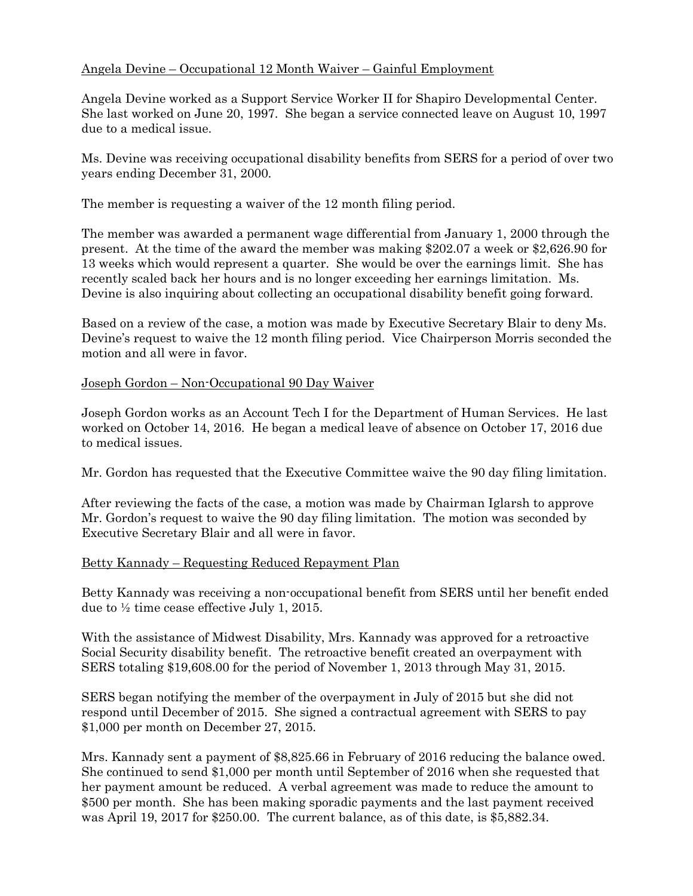Angela Devine – Occupational 12 Month Waiver – Gainful Employment

Angela Devine worked as a Support Service Worker II for Shapiro Developmental Center. She last worked on June 20, 1997. She began a service connected leave on August 10, 1997 due to a medical issue.

Ms. Devine was receiving occupational disability benefits from SERS for a period of over two years ending December 31, 2000.

The member is requesting a waiver of the 12 month filing period.

The member was awarded a permanent wage differential from January 1, 2000 through the present. At the time of the award the member was making $202.07 a week or $2,626.90 for 13 weeks which would represent a quarter. She would be over the earnings limit. She has recently scaled back her hours and is no longer exceeding her earnings limitation. Ms. Devine is also inquiring about collecting an occupational disability benefit going forward.

Based on a review of the case, a motion was made by Executive Secretary Blair to deny Ms. Devine's request to waive the 12 month filing period. Vice Chairperson Morris seconded the motion and all were in favor.

Joseph Gordon – Non-Occupational 90 Day Waiver

Joseph Gordon works as an Account Tech I for the Department of Human Services. He last worked on October 14, 2016. He began a medical leave of absence on October 17, 2016 due to medical issues.

Mr. Gordon has requested that the Executive Committee waive the 90 day filing limitation.

After reviewing the facts of the case, a motion was made by Chairman Iglarsh to approve Mr. Gordon's request to waive the 90 day filing limitation. The motion was seconded by Executive Secretary Blair and all were in favor.

Betty Kannady – Requesting Reduced Repayment Plan

Betty Kannady was receiving a non-occupational benefit from SERS until her benefit ended due to ½ time cease effective July 1, 2015.

With the assistance of Midwest Disability, Mrs. Kannady was approved for a retroactive Social Security disability benefit. The retroactive benefit created an overpayment with SERS totaling $19,608.00 for the period of November 1, 2013 through May 31, 2015.

SERS began notifying the member of the overpayment in July of 2015 but she did not respond until December of 2015. She signed a contractual agreement with SERS to pay $1,000 per month on December 27, 2015.

Mrs. Kannady sent a payment of $8,825.66 in February of 2016 reducing the balance owed. She continued to send $1,000 per month until September of 2016 when she requested that her payment amount be reduced. A verbal agreement was made to reduce the amount to $500 per month. She has been making sporadic payments and the last payment received was April 19, 2017 for $250.00. The current balance, as of this date, is $5,882.34.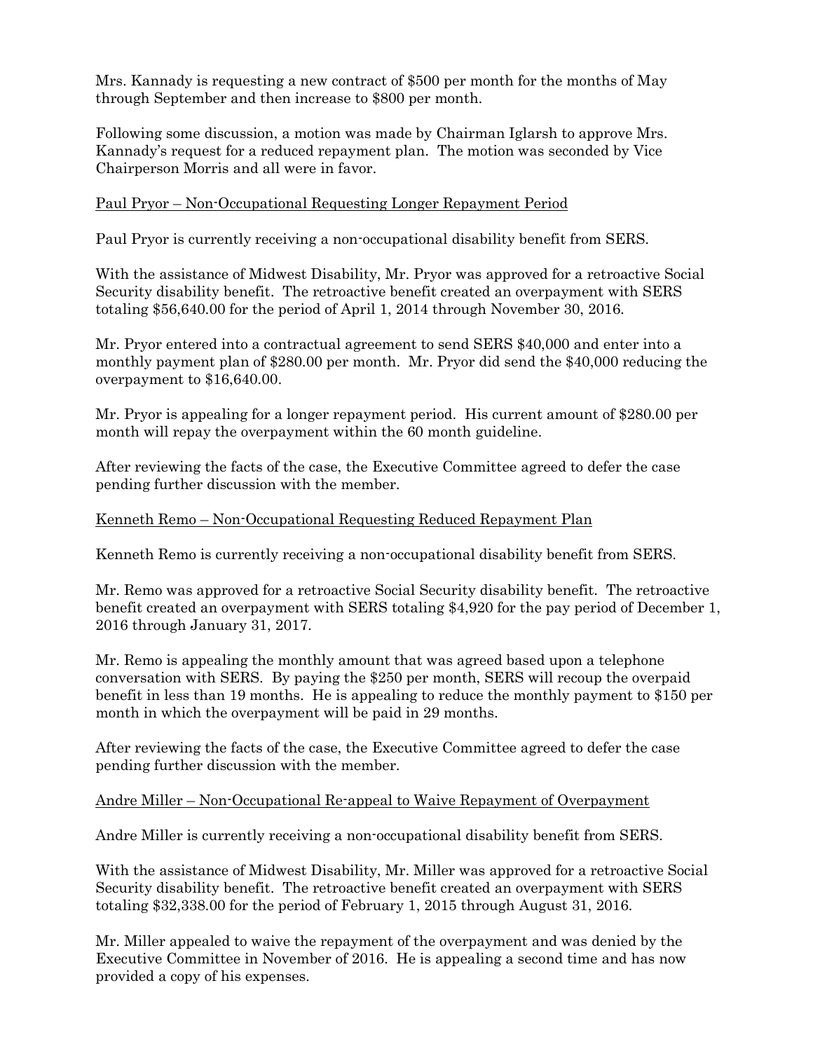Mrs. Kannady is requesting a new contract of $500 per month for the months of May through September and then increase to $800 per month.

Following some discussion, a motion was made by Chairman Iglarsh to approve Mrs. Kannady's request for a reduced repayment plan. The motion was seconded by Vice Chairperson Morris and all were in favor.

<u>Paul Pryor – Non-Occupational Requesting Longer Repayment Period</u>

Paul Pryor is currently receiving a non-occupational disability benefit from SERS.

With the assistance of Midwest Disability, Mr. Pryor was approved for a retroactive Social Security disability benefit. The retroactive benefit created an overpayment with SERS totaling $56,640.00 for the period of April 1, 2014 through November 30, 2016.

Mr. Pryor entered into a contractual agreement to send SERS $40,000 and enter into a monthly payment plan of $280.00 per month. Mr. Pryor did send the $40,000 reducing the overpayment to $16,640.00.

Mr. Pryor is appealing for a longer repayment period. His current amount of $280.00 per month will repay the overpayment within the 60 month guideline.

After reviewing the facts of the case, the Executive Committee agreed to defer the case pending further discussion with the member.

<u>Kenneth Remo – Non-Occupational Requesting Reduced Repayment Plan</u>

Kenneth Remo is currently receiving a non-occupational disability benefit from SERS.

Mr. Remo was approved for a retroactive Social Security disability benefit. The retroactive benefit created an overpayment with SERS totaling $4,920 for the pay period of December 1, 2016 through January 31, 2017.

Mr. Remo is appealing the monthly amount that was agreed based upon a telephone conversation with SERS. By paying the $250 per month, SERS will recoup the overpaid benefit in less than 19 months. He is appealing to reduce the monthly payment to $150 per month in which the overpayment will be paid in 29 months.

After reviewing the facts of the case, the Executive Committee agreed to defer the case pending further discussion with the member.

<u>Andre Miller – Non-Occupational Re-appeal to Waive Repayment of Overpayment</u>

Andre Miller is currently receiving a non-occupational disability benefit from SERS.

With the assistance of Midwest Disability, Mr. Miller was approved for a retroactive Social Security disability benefit. The retroactive benefit created an overpayment with SERS totaling $32,338.00 for the period of February 1, 2015 through August 31, 2016.

Mr. Miller appealed to waive the repayment of the overpayment and was denied by the Executive Committee in November of 2016. He is appealing a second time and has now provided a copy of his expenses.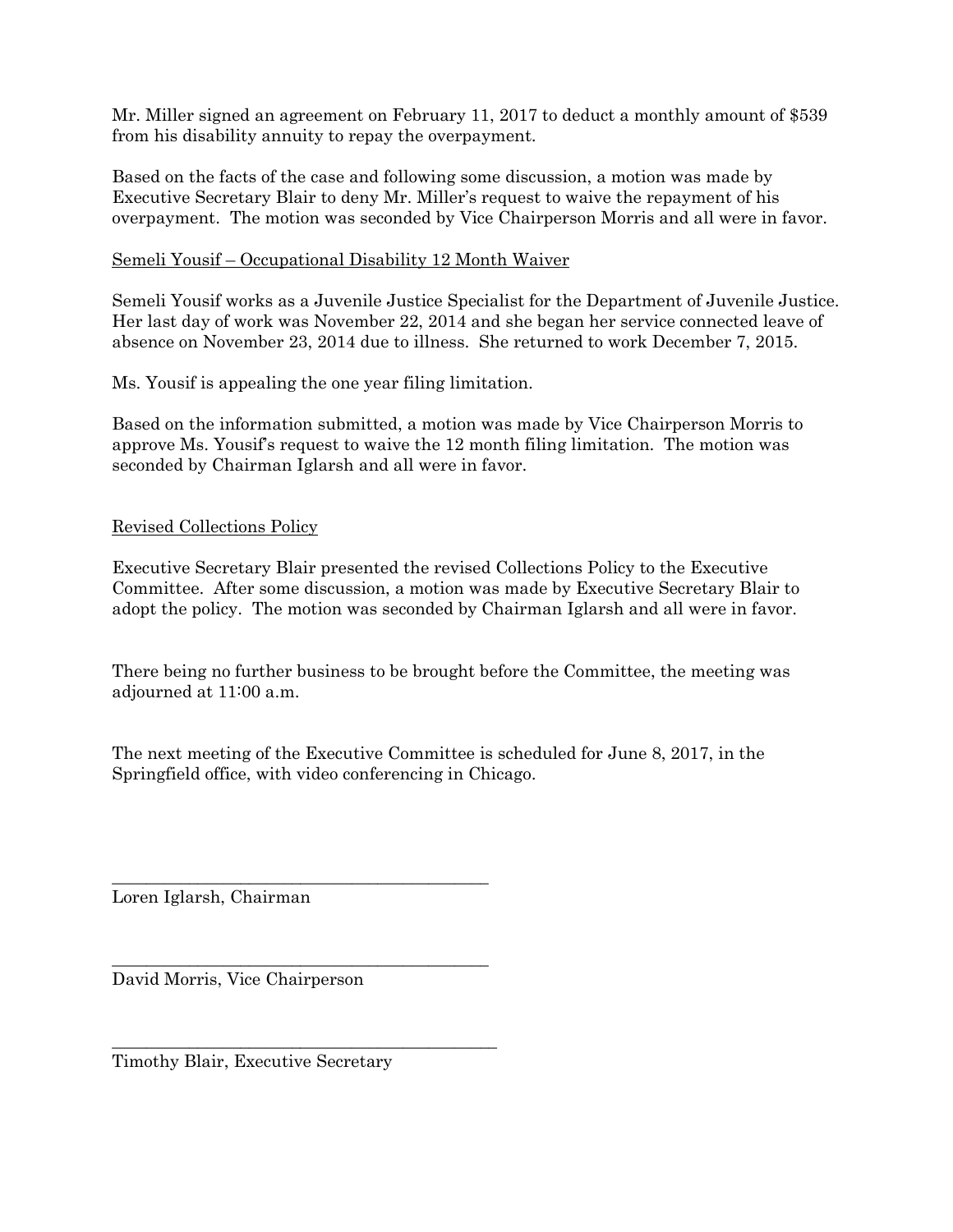Mr. Miller signed an agreement on February 11, 2017 to deduct a monthly amount of $539 from his disability annuity to repay the overpayment.

Based on the facts of the case and following some discussion, a motion was made by Executive Secretary Blair to deny Mr. Miller's request to waive the repayment of his overpayment. The motion was seconded by Vice Chairperson Morris and all were in favor.

<u>Semeli Yousif – Occupational Disability 12 Month Waiver</u>

Semeli Yousif works as a Juvenile Justice Specialist for the Department of Juvenile Justice. Her last day of work was November 22, 2014 and she began her service connected leave of absence on November 23, 2014 due to illness. She returned to work December 7, 2015.

Ms. Yousif is appealing the one year filing limitation.

Based on the information submitted, a motion was made by Vice Chairperson Morris to approve Ms. Yousif's request to waive the 12 month filing limitation. The motion was seconded by Chairman Iglarsh and all were in favor.

<u>Revised Collections Policy</u>

Executive Secretary Blair presented the revised Collections Policy to the Executive Committee. After some discussion, a motion was made by Executive Secretary Blair to adopt the policy. The motion was seconded by Chairman Iglarsh and all were in favor.

There being no further business to be brought before the Committee, the meeting was adjourned at 11:00 a.m.

The next meeting of the Executive Committee is scheduled for June 8, 2017, in the Springfield office, with video conferencing in Chicago.

\_\_\_\_\_\_\_\_\_\_\_\_\_\_\_\_\_\_\_\_\_\_\_\_\_\_\_\_\_\_\_\_\_\_\_\_\_\_\_\_\_\_\_\_

Loren Iglarsh, Chairman

\_\_\_\_\_\_\_\_\_\_\_\_\_\_\_\_\_\_\_\_\_\_\_\_\_\_\_\_\_\_\_\_\_\_\_\_\_\_\_\_\_\_\_\_

David Morris, Vice Chairperson

\_\_\_\_\_\_\_\_\_\_\_\_\_\_\_\_\_\_\_\_\_\_\_\_\_\_\_\_\_\_\_\_\_\_\_\_\_\_\_\_\_\_\_\_

Timothy Blair, Executive Secretary